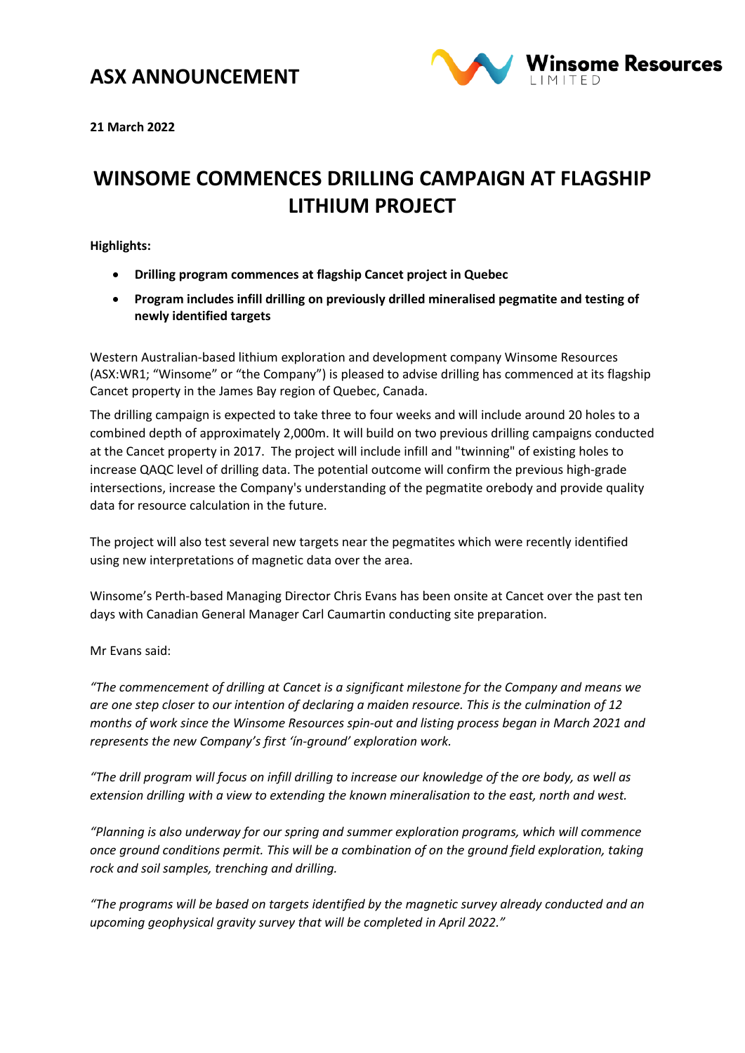# ASX ANNOUNCEMENT

Winsome Resources LIMITED

**21 March 2022**

# WINSOME COMMENCES DRILLING CAMPAIGN AT FLAGSHIP LITHIUM PROJECT

**Highlights:**

- **Drilling program commences at flagship Cancet project in Quebec**
- **Program includes infill drilling on previously drilled mineralised pegmatite and testing of newly identified targets**

Western Australian-based lithium exploration and development company Winsome Resources (ASX:WR1; "Winsome" or "the Company") is pleased to advise drilling has commenced at its flagship Cancet property in the James Bay region of Quebec, Canada.

The drilling campaign is expected to take three to four weeks and will include around 20 holes to a combined depth of approximately 2,000m. It will build on two previous drilling campaigns conducted at the Cancet property in 2017. The project will include infill and "twinning" of existing holes to increase QAQC level of drilling data. The potential outcome will confirm the previous high-grade intersections, increase the Company's understanding of the pegmatite orebody and provide quality data for resource calculation in the future.

The project will also test several new targets near the pegmatites which were recently identified using new interpretations of magnetic data over the area.

Winsome's Perth-based Managing Director Chris Evans has been onsite at Cancet over the past ten days with Canadian General Manager Carl Caumartin conducting site preparation.

Mr Evans said:

*"The commencement of drilling at Cancet is a significant milestone for the Company and means we are one step closer to our intention of declaring a maiden resource. This is the culmination of 12 months of work since the Winsome Resources spin-out and listing process began in March 2021 and represents the new Company's first 'in-ground' exploration work.*

*"The drill program will focus on infill drilling to increase our knowledge of the ore body, as well as extension drilling with a view to extending the known mineralisation to the east, north and west.*

*"Planning is also underway for our spring and summer exploration programs, which will commence once ground conditions permit. This will be a combination of on the ground field exploration, taking rock and soil samples, trenching and drilling.*

*"The programs will be based on targets identified by the magnetic survey already conducted and an upcoming geophysical gravity survey that will be completed in April 2022."*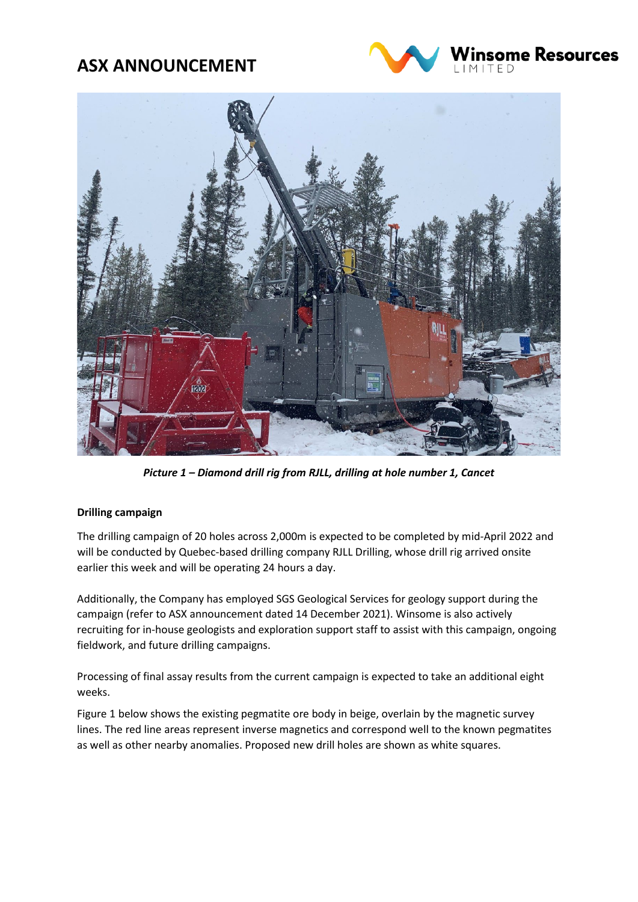*Picture 1 – Diamond drill rig from RJLL, drilling at hole number 1, Cancet*

**Drilling campaign**

The drilling campaign of 20 holes across 2,000m is expected to be completed by mid-April 2022 and will be conducted by Quebec-based drilling company RJLL Drilling, whose drill rig arrived onsite earlier this week and will be operating 24 hours a day.

Additionally, the Company has employed SGS Geological Services for geology support during the campaign (refer to ASX announcement dated 14 December 2021). Winsome is also actively recruiting for in-house geologists and exploration support staff to assist with this campaign, ongoing fieldwork, and future drilling campaigns.

Processing of final assay results from the current campaign is expected to take an additional eight weeks.

Figure 1 below shows the existing pegmatite ore body in beige, overlain by the magnetic survey lines. The red line areas represent inverse magnetics and correspond well to the known pegmatites as well as other nearby anomalies. Proposed new drill holes are shown as white squares.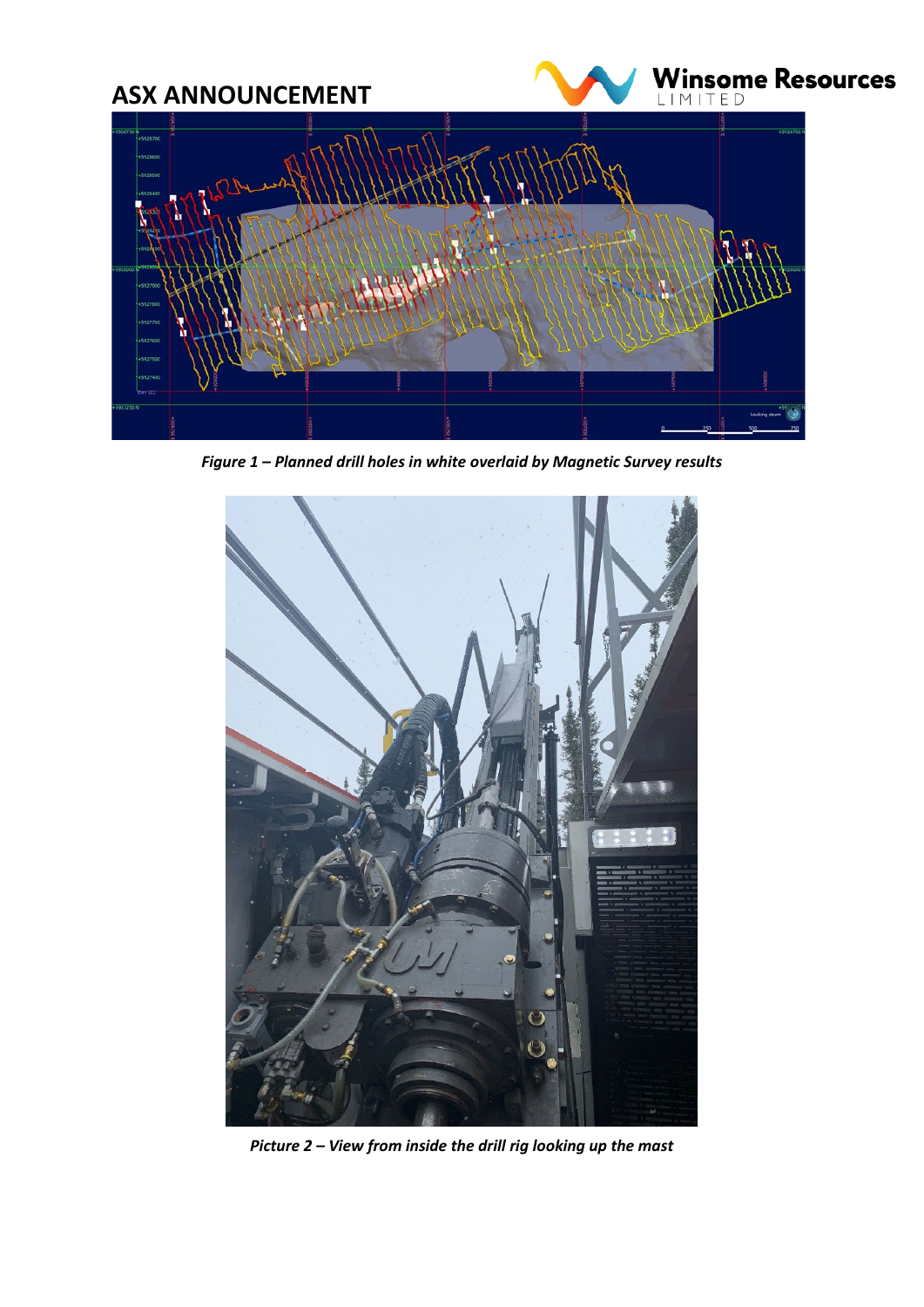*Figure 1 – Planned drill holes in white overlaid by Magnetic Survey results*

*Picture 2 – View from inside the drill rig looking up the mast*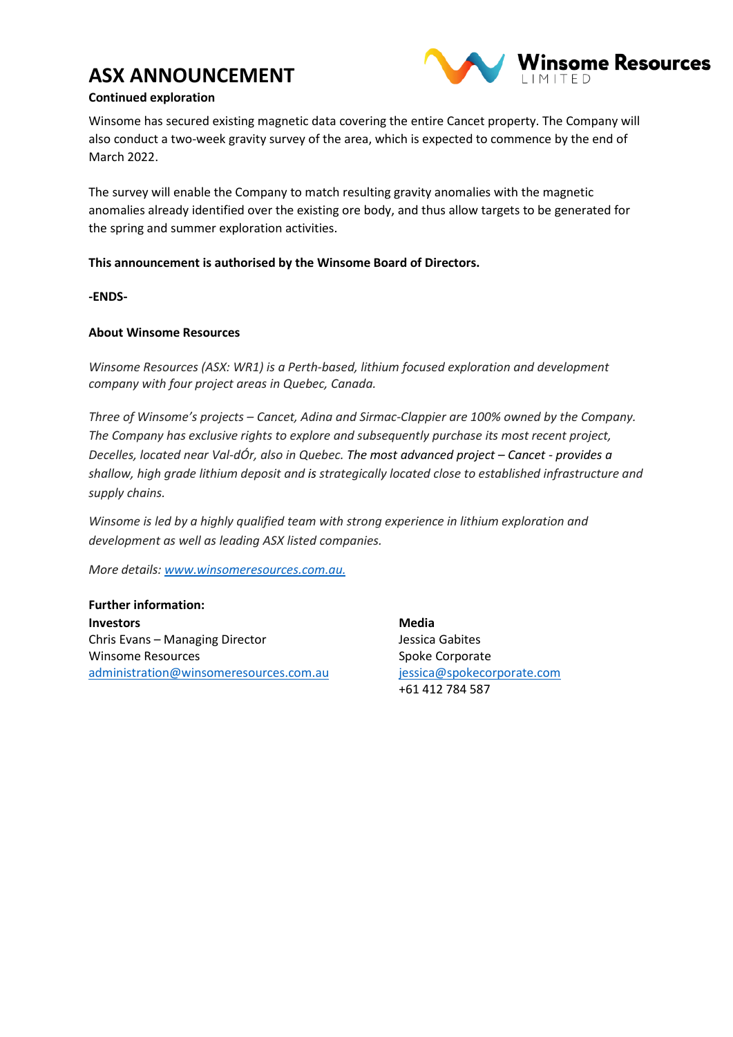# ASX ANNOUNCEMENT

**Continued exploration**

Winsome has secured existing magnetic data covering the entire Cancet property. The Company will also conduct a two-week gravity survey of the area, which is expected to commence by the end of March 2022.

The survey will enable the Company to match resulting gravity anomalies with the magnetic anomalies already identified over the existing ore body, and thus allow targets to be generated for the spring and summer exploration activities.

**This announcement is authorised by the Winsome Board of Directors.**

**-ENDS-**

**About Winsome Resources**

*Winsome Resources (ASX: WR1) is a Perth-based, lithium focused exploration and development company with four project areas in Quebec, Canada.*

*Three of Winsome's projects – Cancet, Adina and Sirmac-Clappier are 100% owned by the Company. The Company has exclusive rights to explore and subsequently purchase its most recent project, Decelles, located near Val-dÓr, also in Quebec. The most advanced project – Cancet - provides a shallow, high grade lithium deposit and is strategically located close to established infrastructure and supply chains.*

*Winsome is led by a highly qualified team with strong experience in lithium exploration and development as well as leading ASX listed companies.*

*More details: www.winsomeresources.com.au.*

**Further information:**

**Investors**
Chris Evans – Managing Director
Winsome Resources
administration@winsomeresources.com.au

**Media**
Jessica Gabites
Spoke Corporate
jessica@spokecorporate.com
+61 412 784 587